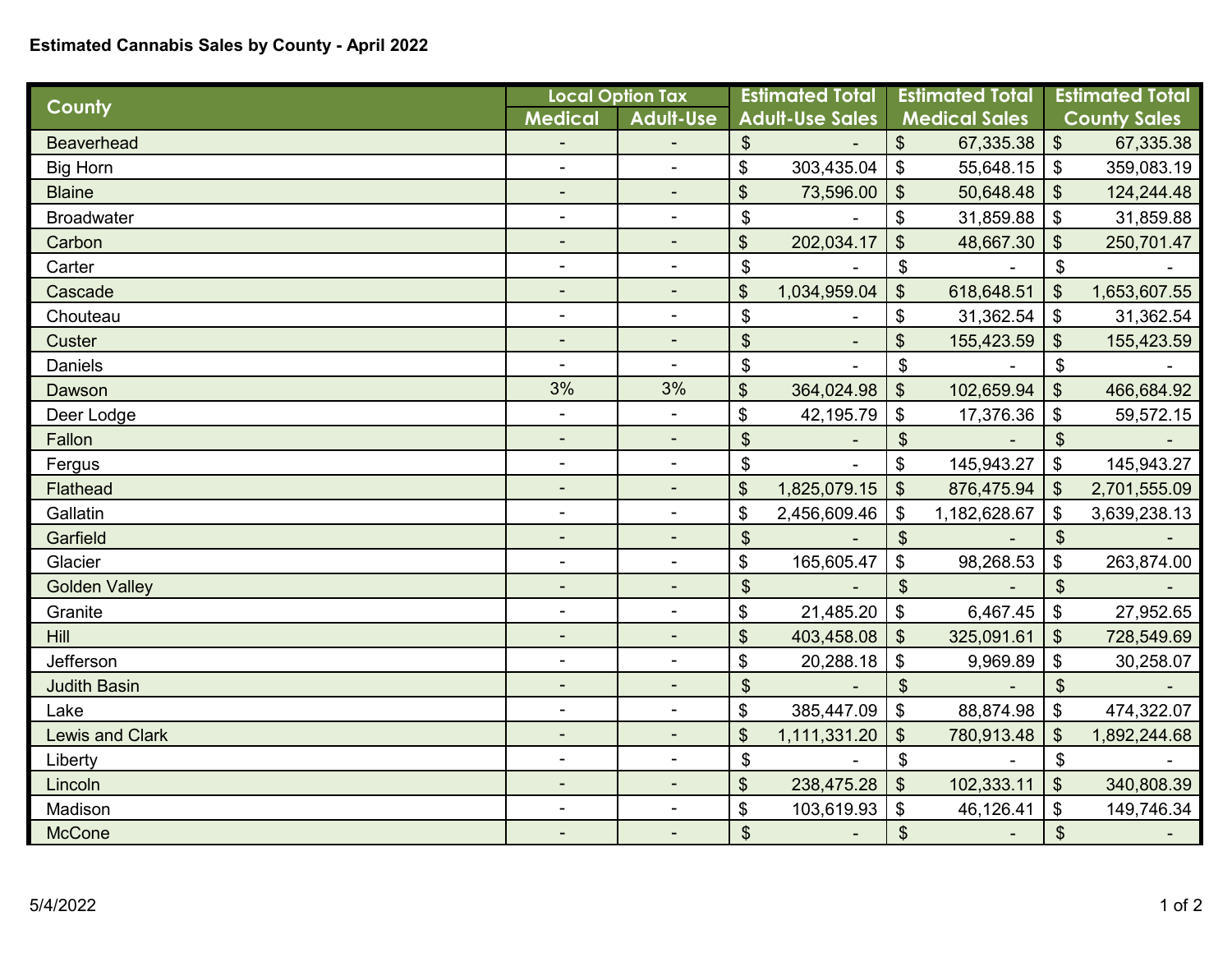**Estimated Cannabis Sales by County - April 2022**

| County | Local Option Tax | | Estimated Total Adult-Use Sales | Estimated Total Medical Sales | Estimated Total County Sales |
|---|---|---|---|---|---|
| | Medical | Adult-Use | | | |
| Beaverhead | - | - | $ - | $ 67,335.38 | $ 67,335.38 |
| Big Horn | - | - | $ 303,435.04 | $ 55,648.15 | $ 359,083.19 |
| Blaine | - | - | $ 73,596.00 | $ 50,648.48 | $ 124,244.48 |
| Broadwater | - | - | $ - | $ 31,859.88 | $ 31,859.88 |
| Carbon | - | - | $ 202,034.17 | $ 48,667.30 | $ 250,701.47 |
| Carter | - | - | $ - | $ - | $ - |
| Cascade | - | - | $ 1,034,959.04 | $ 618,648.51 | $ 1,653,607.55 |
| Chouteau | - | - | $ - | $ 31,362.54 | $ 31,362.54 |
| Custer | - | - | $ - | $ 155,423.59 | $ 155,423.59 |
| Daniels | - | - | $ - | $ - | $ - |
| Dawson | 3% | 3% | $ 364,024.98 | $ 102,659.94 | $ 466,684.92 |
| Deer Lodge | - | - | $ 42,195.79 | $ 17,376.36 | $ 59,572.15 |
| Fallon | - | - | $ - | $ - | $ - |
| Fergus | - | - | $ - | $ 145,943.27 | $ 145,943.27 |
| Flathead | - | - | $ 1,825,079.15 | $ 876,475.94 | $ 2,701,555.09 |
| Gallatin | - | - | $ 2,456,609.46 | $ 1,182,628.67 | $ 3,639,238.13 |
| Garfield | - | - | $ - | $ - | $ - |
| Glacier | - | - | $ 165,605.47 | $ 98,268.53 | $ 263,874.00 |
| Golden Valley | - | - | $ - | $ - | $ - |
| Granite | - | - | $ 21,485.20 | $ 6,467.45 | $ 27,952.65 |
| Hill | - | - | $ 403,458.08 | $ 325,091.61 | $ 728,549.69 |
| Jefferson | - | - | $ 20,288.18 | $ 9,969.89 | $ 30,258.07 |
| Judith Basin | - | - | $ - | $ - | $ - |
| Lake | - | - | $ 385,447.09 | $ 88,874.98 | $ 474,322.07 |
| Lewis and Clark | - | - | $ 1,111,331.20 | $ 780,913.48 | $ 1,892,244.68 |
| Liberty | - | - | $ - | $ - | $ - |
| Lincoln | - | - | $ 238,475.28 | $ 102,333.11 | $ 340,808.39 |
| Madison | - | - | $ 103,619.93 | $ 46,126.41 | $ 149,746.34 |
| McCone | - | - | $ - | $ - | $ - |

5/4/2022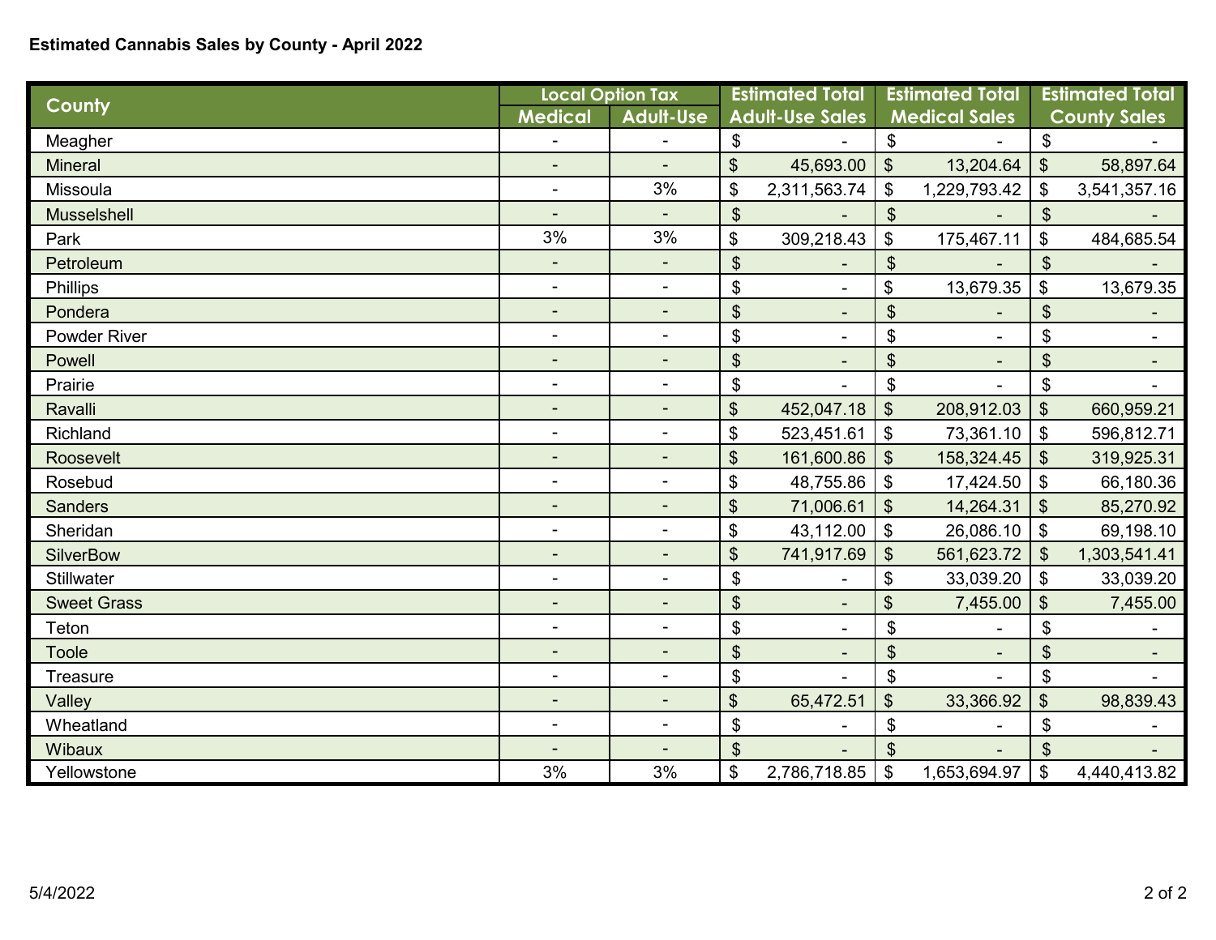**Estimated Cannabis Sales by County - April 2022**

| County | Local Option Tax | | Estimated Total Adult-Use Sales | Estimated Total Medical Sales | Estimated Total County Sales |
|---|---|---|---|---|---|
| | Medical | Adult-Use | | | |
| Meagher | - | - | $ - | $ - | $ - |
| Mineral | - | - | $ 45,693.00 | $ 13,204.64 | $ 58,897.64 |
| Missoula | - | 3% | $ 2,311,563.74 | $ 1,229,793.42 | $ 3,541,357.16 |
| Musselshell | - | - | $ - | $ - | $ - |
| Park | 3% | 3% | $ 309,218.43 | $ 175,467.11 | $ 484,685.54 |
| Petroleum | - | - | $ - | $ - | $ - |
| Phillips | - | - | $ - | $ 13,679.35 | $ 13,679.35 |
| Pondera | - | - | $ - | $ - | $ - |
| Powder River | - | - | $ - | $ - | $ - |
| Powell | - | - | $ - | $ - | $ - |
| Prairie | - | - | $ - | $ - | $ - |
| Ravalli | - | - | $ 452,047.18 | $ 208,912.03 | $ 660,959.21 |
| Richland | - | - | $ 523,451.61 | $ 73,361.10 | $ 596,812.71 |
| Roosevelt | - | - | $ 161,600.86 | $ 158,324.45 | $ 319,925.31 |
| Rosebud | - | - | $ 48,755.86 | $ 17,424.50 | $ 66,180.36 |
| Sanders | - | - | $ 71,006.61 | $ 14,264.31 | $ 85,270.92 |
| Sheridan | - | - | $ 43,112.00 | $ 26,086.10 | $ 69,198.10 |
| SilverBow | - | - | $ 741,917.69 | $ 561,623.72 | $ 1,303,541.41 |
| Stillwater | - | - | $ - | $ 33,039.20 | $ 33,039.20 |
| Sweet Grass | - | - | $ - | $ 7,455.00 | $ 7,455.00 |
| Teton | - | - | $ - | $ - | $ - |
| Toole | - | - | $ - | $ - | $ - |
| Treasure | - | - | $ - | $ - | $ - |
| Valley | - | - | $ 65,472.51 | $ 33,366.92 | $ 98,839.43 |
| Wheatland | - | - | $ - | $ - | $ - |
| Wibaux | - | - | $ - | $ - | $ - |
| Yellowstone | 3% | 3% | $ 2,786,718.85 | $ 1,653,694.97 | $ 4,440,413.82 |

5/4/2022